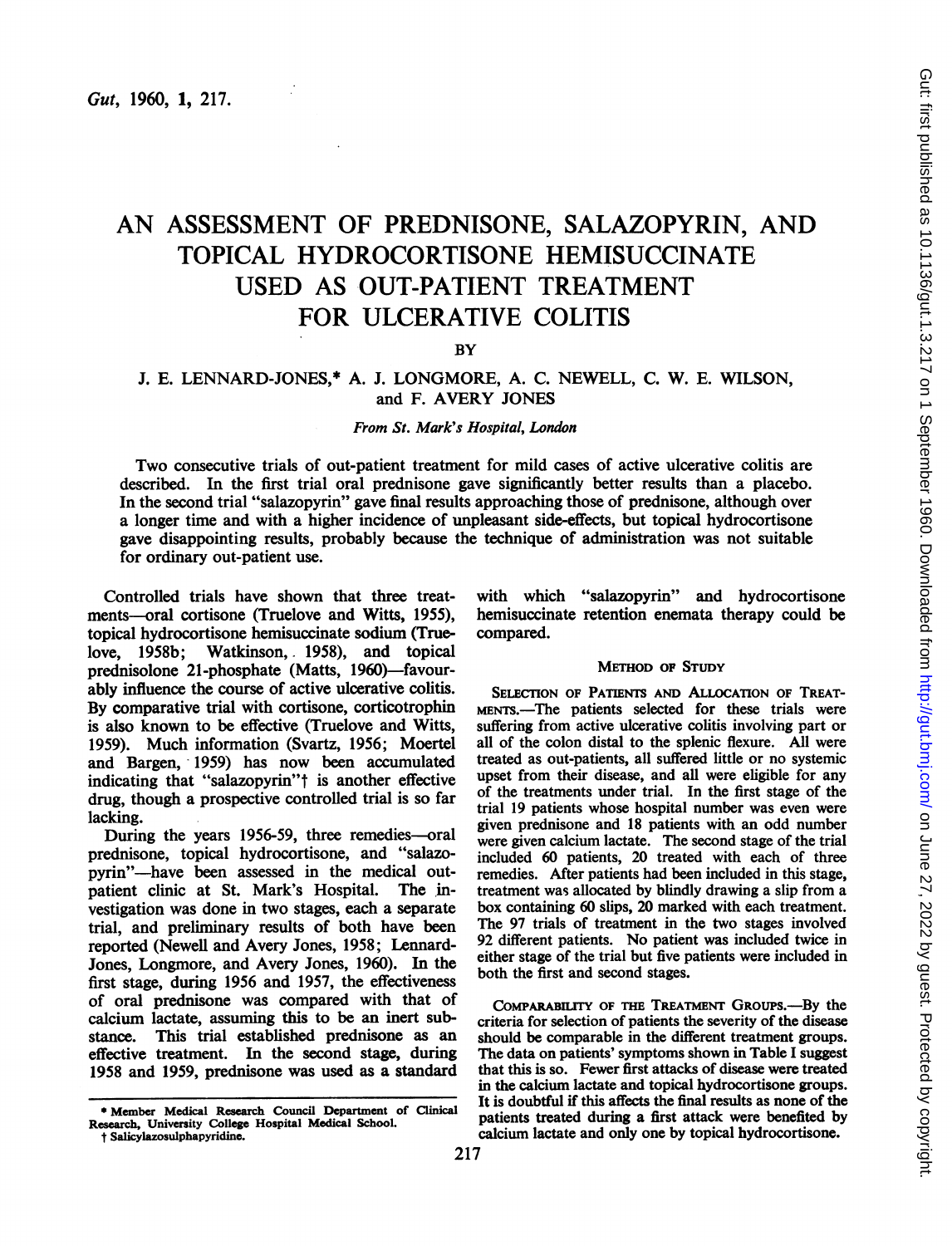# AN ASSESSMENT OF PREDNISONE, SALAZOPYRIN, AND TOPICAL HYDROCORTISONE HEMISUCCINATE USED AS OUT-PATIENT TREATMENT FOR ULCERATIVE COLITIS

BY

J. E. LENNARD-JONES,* A. J. LONGMORE, A. C. NEWELL, C. W. E. WILSON, and F. AVERY JONES

*From St. Mark's Hospital, London*

Two consecutive trials of out-patient treatment for mild cases of active ulcerative colitis are described. In the first trial oral prednisone gave significantly better results than a placebo. In the second trial "salazopyrin" gave final results approaching those of prednisone, although over a longer time and with a higher incidence of unpleasant side-effects, but topical hydrocortisone gave disappointing results, probably because the technique of administration was not suitable for ordinary out-patient use.

Controlled trials have shown that three treatments—oral cortisone (Truelove and Witts, 1955), topical hydrocortisone hemisuccinate sodium (Truelove, 1958b; Watkinson, 1958), and topical prednisolone 21-phosphate (Matts, 1960)—favourably influence the course of active ulcerative colitis. By comparative trial with cortisone, corticotrophin is also known to be effective (Truelove and Witts, 1959). Much information (Svartz, 1956; Moertel and Bargen, 1959) has now been accumulated indicating that "salazopyrin"† is another effective drug, though a prospective controlled trial is so far lacking.

During the years 1956-59, three remedies—oral prednisone, topical hydrocortisone, and "salazopyrin"—have been assessed in the medical outpatient clinic at St. Mark's Hospital. The investigation was done in two stages, each a separate trial, and preliminary results of both have been reported (Newell and Avery Jones, 1958; Lennard-Jones, Longmore, and Avery Jones, 1960). In the first stage, during 1956 and 1957, the effectiveness of oral prednisone was compared with that of calcium lactate, assuming this to be an inert substance. This trial established prednisone as an effective treatment. In the second stage, during 1958 and 1959, prednisone was used as a standard with which "salazopyrin" and hydrocortisone hemisuccinate retention enemata therapy could be compared.

## METHOD OF STUDY

SELECTION OF PATIENTS AND ALLOCATION OF TREATMENTS.—The patients selected for these trials were suffering from active ulcerative colitis involving part or all of the colon distal to the splenic flexure. All were treated as out-patients, all suffered little or no systemic upset from their disease, and all were eligible for any of the treatments under trial. In the first stage of the trial 19 patients whose hospital number was even were given prednisone and 18 patients with an odd number were given calcium lactate. The second stage of the trial included 60 patients, 20 treated with each of three remedies. After patients had been included in this stage, treatment was allocated by blindly drawing a slip from a box containing 60 slips, 20 marked with each treatment. The 97 trials of treatment in the two stages involved 92 different patients. No patient was included twice in either stage of the trial but five patients were included in both the first and second stages.

COMPARABILITY OF THE TREATMENT GROUPS.—By the criteria for selection of patients the severity of the disease should be comparable in the different treatment groups. The data on patients' symptoms shown in Table I suggest that this is so. Fewer first attacks of disease were treated in the calcium lactate and topical hydrocortisone groups. It is doubtful if this affects the final results as none of the patients treated during a first attack were benefited by calcium lactate and only one by topical hydrocortisone.

* Member Medical Research Council Department of Clinical Research, University College Hospital Medical School.
† Salicylazosulphapyridine.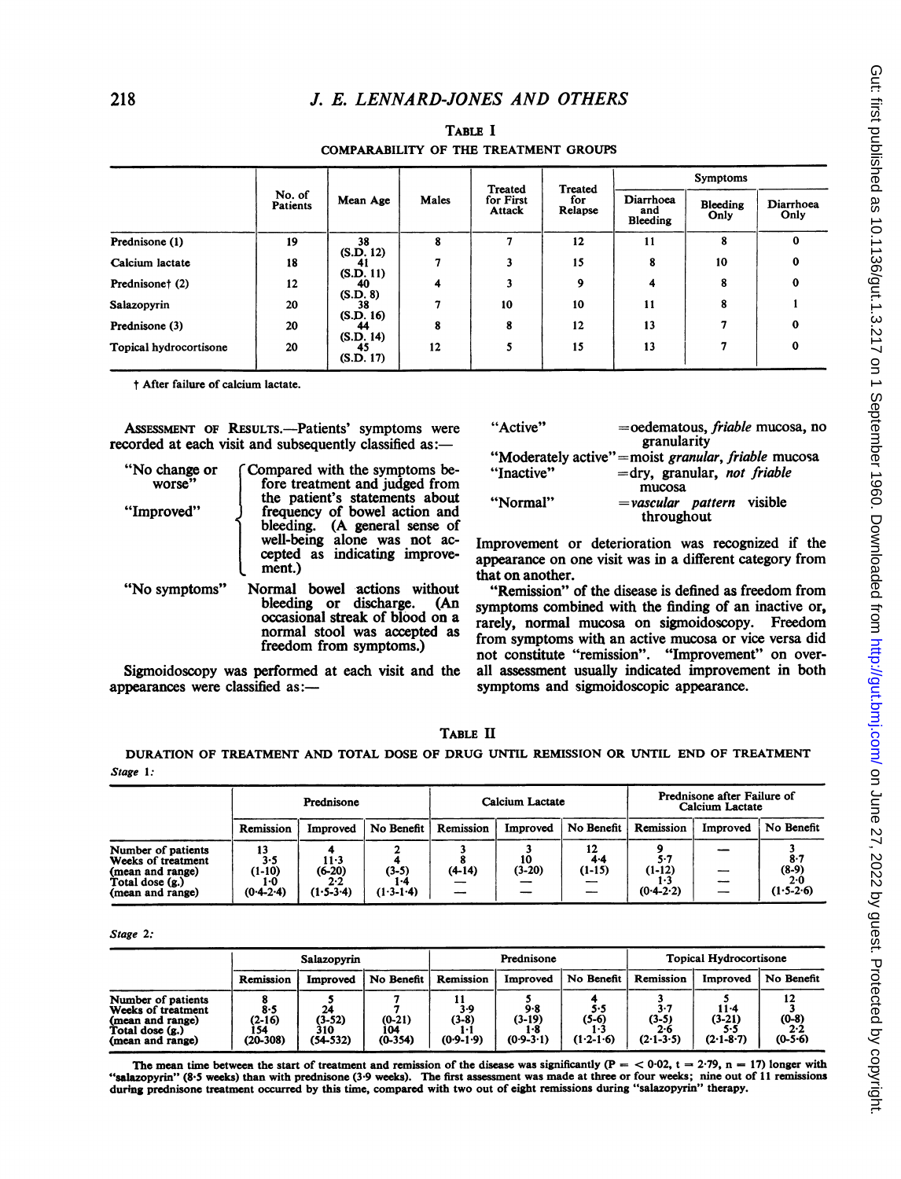TABLE I

COMPARABILITY OF THE TREATMENT GROUPS

| | No. of Patients | Mean Age | Males | Treated for First Attack | Treated for Relapse | Symptoms | | |
|---|---|---|---|---|---|---|---|---|
| | | | | | | Diarrhoea and Bleeding | Bleeding Only | Diarrhoea Only |
| Prednisone (1) | 19 | 38 (S.D. 12) | 8 | 7 | 12 | 11 | 8 | 0 |
| Calcium lactate | 18 | 41 (S.D. 11) | 7 | 3 | 15 | 8 | 10 | 0 |
| Prednisone† (2) | 12 | 40 (S.D. 8) | 4 | 3 | 9 | 4 | 8 | 0 |
| Salazopyrin | 20 | 38 (S.D. 16) | 7 | 10 | 10 | 11 | 8 | 1 |
| Prednisone (3) | 20 | 44 (S.D. 14) | 8 | 8 | 12 | 13 | 7 | 0 |
| Topical hydrocortisone | 20 | 45 (S.D. 17) | 12 | 5 | 15 | 13 | 7 | 0 |

† After failure of calcium lactate.

ASSESSMENT OF RESULTS.—Patients' symptoms were recorded at each visit and subsequently classified as:—

"No change or worse" / "Improved": Compared with the symptoms before treatment and judged from the patient's statements about frequency of bowel action and bleeding. (A general sense of well-being alone was not accepted as indicating improvement.)

"No symptoms": Normal bowel actions without bleeding or discharge. (An occasional streak of blood on a normal stool was accepted as freedom from symptoms.)

Sigmoidoscopy was performed at each visit and the appearances were classified as:—

"Active" = oedematous, *friable* mucosa, no granularity

"Moderately active" = moist *granular*, *friable* mucosa

"Inactive" = dry, granular, *not friable* mucosa

"Normal" = *vascular pattern* visible throughout

Improvement or deterioration was recognized if the appearance on one visit was in a different category from that on another.

"Remission" of the disease is defined as freedom from symptoms combined with the finding of an inactive or, rarely, normal mucosa on sigmoidoscopy. Freedom from symptoms with an active mucosa or vice versa did not constitute "remission". "Improvement" on overall assessment usually indicated improvement in both symptoms and sigmoidoscopic appearance.

TABLE II

DURATION OF TREATMENT AND TOTAL DOSE OF DRUG UNTIL REMISSION OR UNTIL END OF TREATMENT

*Stage 1:*

| | Prednisone | | | Calcium Lactate | | | Prednisone after Failure of Calcium Lactate | | |
|---|---|---|---|---|---|---|---|---|---|
| | Remission | Improved | No Benefit | Remission | Improved | No Benefit | Remission | Improved | No Benefit |
| Number of patients | 13 | 4 | 2 | 3 | 3 | 12 | 9 | — | 3 |
| Weeks of treatment (mean and range) | 3·5 (1-10) | 11·3 (6-20) | 4 (3-5) | 8 (4-14) | 10 (3-20) | 4·4 (1-15) | 5·7 (1-12) | — | 8·7 (8-9) |
| Total dose (g.) (mean and range) | 1·0 (0·4-2·4) | 2·2 (1·5-3·4) | 1·4 (1·3-1·4) | — | — | — | 1·3 (0·4-2·2) | — | 2·0 (1·5-2·6) |

*Stage 2:*

| | Salazopyrin | | | Prednisone | | | Topical Hydrocortisone | | |
|---|---|---|---|---|---|---|---|---|---|
| | Remission | Improved | No Benefit | Remission | Improved | No Benefit | Remission | Improved | No Benefit |
| Number of patients | 8 | 5 | 7 | 11 | 5 | 4 | 3 | 5 | 12 |
| Weeks of treatment (mean and range) | 8·5 (2-16) | 24 (3-52) | 7 (0-21) | 3·9 (3-8) | 9·8 (3-19) | 5·5 (5-6) | 3·7 (3-5) | 11·4 (3-21) | 3 (0-8) |
| Total dose (g.) (mean and range) | 154 (20-308) | 310 (54-532) | 104 (0-354) | 1·1 (0·9-1·9) | 1·8 (0·9-3·1) | 1·3 (1·2-1·6) | 2·6 (2·1-3·5) | 5·5 (2·1-8·7) | 2·2 (0-5·6) |

The mean time between the start of treatment and remission of the disease was significantly ($P = < 0{\cdot}02$, $t = 2{\cdot}79$, $n = 17$) longer with "salazopyrin" (8·5 weeks) than with prednisone (3·9 weeks). The first assessment was made at three or four weeks; nine out of 11 remissions during prednisone treatment occurred by this time, compared with two out of eight remissions during "salazopyrin" therapy.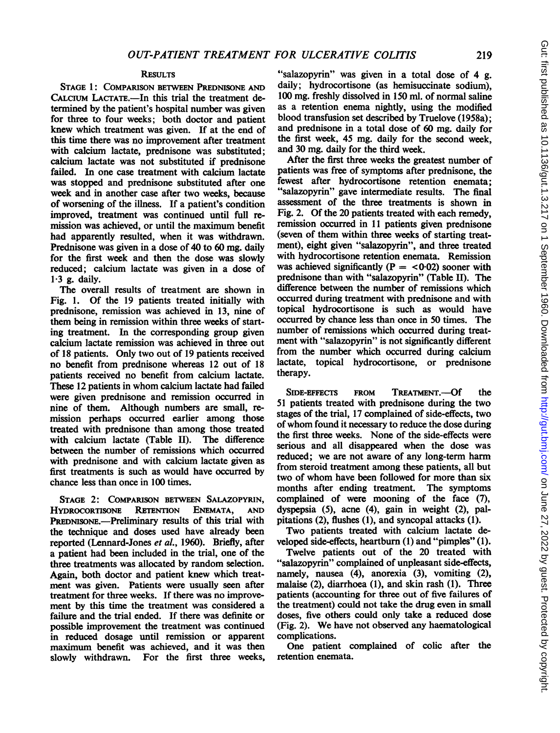## RESULTS

**STAGE 1: COMPARISON BETWEEN PREDNISONE AND CALCIUM LACTATE.**—In this trial the treatment determined by the patient's hospital number was given for three to four weeks; both doctor and patient knew which treatment was given. If at the end of this time there was no improvement after treatment with calcium lactate, prednisone was substituted; calcium lactate was not substituted if prednisone failed. In one case treatment with calcium lactate was stopped and prednisone substituted after one week and in another case after two weeks, because of worsening of the illness. If a patient's condition improved, treatment was continued until full remission was achieved, or until the maximum benefit had apparently resulted, when it was withdrawn. Prednisone was given in a dose of 40 to 60 mg. daily for the first week and then the dose was slowly reduced; calcium lactate was given in a dose of 1·3 g. daily.

The overall results of treatment are shown in Fig. 1. Of the 19 patients treated initially with prednisone, remission was achieved in 13, nine of them being in remission within three weeks of starting treatment. In the corresponding group given calcium lactate remission was achieved in three out of 18 patients. Only two out of 19 patients received no benefit from prednisone whereas 12 out of 18 patients received no benefit from calcium lactate. These 12 patients in whom calcium lactate had failed were given prednisone and remission occurred in nine of them. Although numbers are small, remission perhaps occurred earlier among those treated with prednisone than among those treated with calcium lactate (Table II). The difference between the number of remissions which occurred with prednisone and with calcium lactate given as first treatments is such as would have occurred by chance less than once in 100 times.

**STAGE 2: COMPARISON BETWEEN SALAZOPYRIN, HYDROCORTISONE RETENTION ENEMATA, AND PREDNISONE.**—Preliminary results of this trial with the technique and doses used have already been reported (Lennard-Jones *et al.*, 1960). Briefly, after a patient had been included in the trial, one of the three treatments was allocated by random selection. Again, both doctor and patient knew which treatment was given. Patients were usually seen after treatment for three weeks. If there was no improvement by this time the treatment was considered a failure and the trial ended. If there was definite or possible improvement the treatment was continued in reduced dosage until remission or apparent maximum benefit was achieved, and it was then slowly withdrawn. For the first three weeks, "salazopyrin" was given in a total dose of 4 g. daily; hydrocortisone (as hemisuccinate sodium), 100 mg. freshly dissolved in 150 ml. of normal saline as a retention enema nightly, using the modified blood transfusion set described by Truelove (1958a); and prednisone in a total dose of 60 mg. daily for the first week, 45 mg. daily for the second week, and 30 mg. daily for the third week.

After the first three weeks the greatest number of patients was free of symptoms after prednisone, the fewest after hydrocortisone retention enemata; "salazopyrin" gave intermediate results. The final assessment of the three treatments is shown in Fig. 2. Of the 20 patients treated with each remedy, remission occurred in 11 patients given prednisone (seven of them within three weeks of starting treatment), eight given "salazopyrin", and three treated with hydrocortisone retention enemata. Remission was achieved significantly ($P = <0·02$) sooner with prednisone than with "salazopyrin" (Table II). The difference between the number of remissions which occurred during treatment with prednisone and with topical hydrocortisone is such as would have occurred by chance less than once in 50 times. The number of remissions which occurred during treatment with "salazopyrin" is not significantly different from the number which occurred during calcium lactate, topical hydrocortisone, or prednisone therapy.

**SIDE-EFFECTS FROM TREATMENT.**—Of the 51 patients treated with prednisone during the two stages of the trial, 17 complained of side-effects, two of whom found it necessary to reduce the dose during the first three weeks. None of the side-effects were serious and all disappeared when the dose was reduced; we are not aware of any long-term harm from steroid treatment among these patients, all but two of whom have been followed for more than six months after ending treatment. The symptoms complained of were mooning of the face (7), dyspepsia (5), acne (4), gain in weight (2), palpitations (2), flushes (1), and syncopal attacks (1).

Two patients treated with calcium lactate developed side-effects, heartburn (1) and "pimples" (1).

Twelve patients out of the 20 treated with "salazopyrin" complained of unpleasant side-effects, namely, nausea (4), anorexia (3), vomiting (2), malaise (2), diarrhoea (1), and skin rash (1). Three patients (accounting for three out of five failures of the treatment) could not take the drug even in small doses, five others could only take a reduced dose (Fig. 2). We have not observed any haematological complications.

One patient complained of colic after the retention enemata.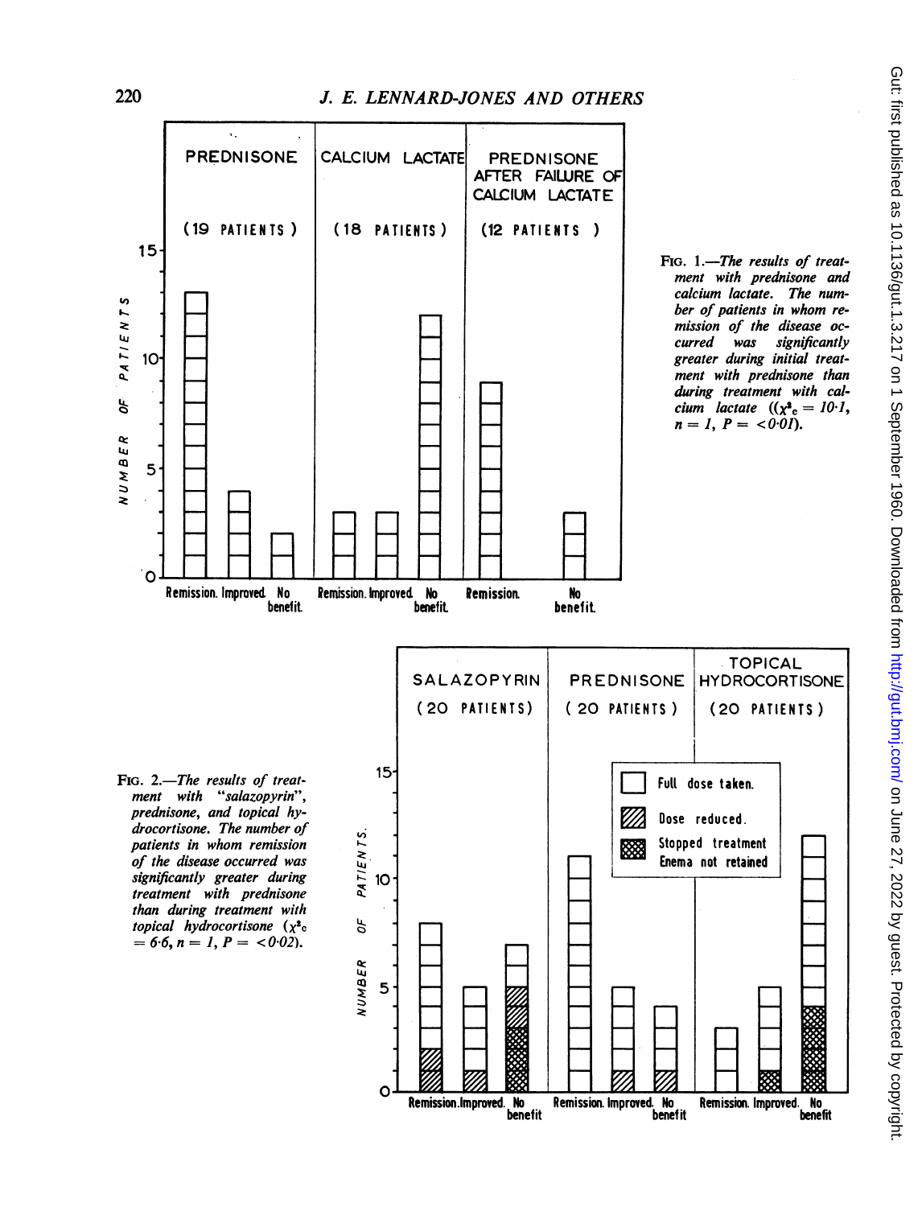FIG. 1.—*The results of treatment with prednisone and calcium lactate. The number of patients in whom remission of the disease occurred was significantly greater during initial treatment with prednisone than during treatment with calcium lactate* (($\chi^2_c$ = 10·1, n = 1, P = <0·01).

FIG. 2.—*The results of treatment with "salazopyrin", prednisone, and topical hydrocortisone. The number of patients in whom remission of the disease occurred was significantly greater during treatment with prednisone than during treatment with topical hydrocortisone* ($\chi^2_c$ = 6·6, n = 1, P = <0·02).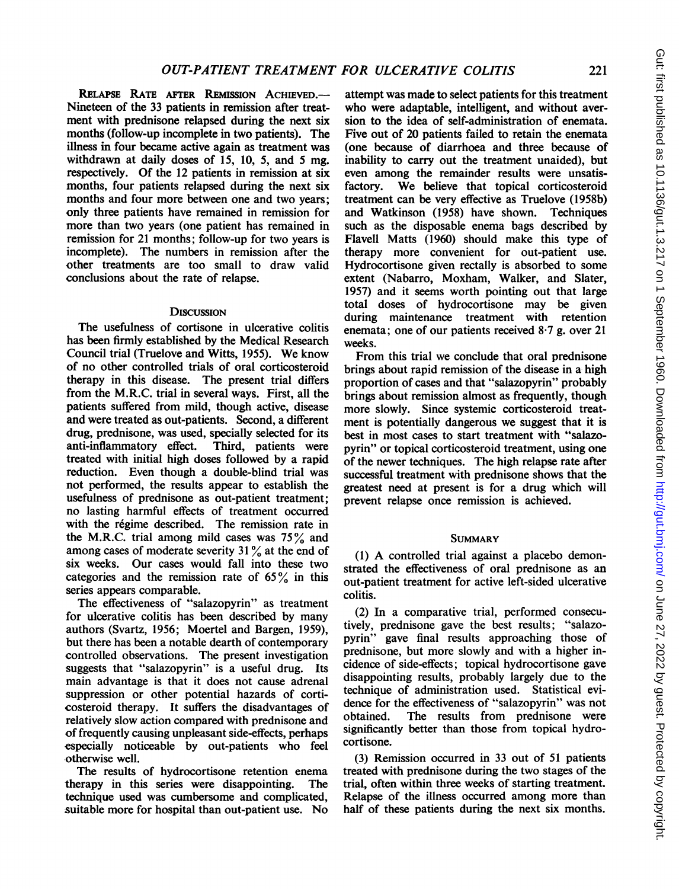**Relapse Rate after Remission Achieved.**—Nineteen of the 33 patients in remission after treatment with prednisone relapsed during the next six months (follow-up incomplete in two patients). The illness in four became active again as treatment was withdrawn at daily doses of 15, 10, 5, and 5 mg. respectively. Of the 12 patients in remission at six months, four patients relapsed during the next six months and four more between one and two years; only three patients have remained in remission for more than two years (one patient has remained in remission for 21 months; follow-up for two years is incomplete). The numbers in remission after the other treatments are too small to draw valid conclusions about the rate of relapse.

## Discussion

The usefulness of cortisone in ulcerative colitis has been firmly established by the Medical Research Council trial (Truelove and Witts, 1955). We know of no other controlled trials of oral corticosteroid therapy in this disease. The present trial differs from the M.R.C. trial in several ways. First, all the patients suffered from mild, though active, disease and were treated as out-patients. Second, a different drug, prednisone, was used, specially selected for its anti-inflammatory effect. Third, patients were treated with initial high doses followed by a rapid reduction. Even though a double-blind trial was not performed, the results appear to establish the usefulness of prednisone as out-patient treatment; no lasting harmful effects of treatment occurred with the régime described. The remission rate in the M.R.C. trial among mild cases was 75% and among cases of moderate severity 31% at the end of six weeks. Our cases would fall into these two categories and the remission rate of 65% in this series appears comparable.

The effectiveness of "salazopyrin" as treatment for ulcerative colitis has been described by many authors (Svartz, 1956; Moertel and Bargen, 1959), but there has been a notable dearth of contemporary controlled observations. The present investigation suggests that "salazopyrin" is a useful drug. Its main advantage is that it does not cause adrenal suppression or other potential hazards of corticosteroid therapy. It suffers the disadvantages of relatively slow action compared with prednisone and of frequently causing unpleasant side-effects, perhaps especially noticeable by out-patients who feel otherwise well.

The results of hydrocortisone retention enema therapy in this series were disappointing. The technique used was cumbersome and complicated, suitable more for hospital than out-patient use. No attempt was made to select patients for this treatment who were adaptable, intelligent, and without aversion to the idea of self-administration of enemata. Five out of 20 patients failed to retain the enemata (one because of diarrhoea and three because of inability to carry out the treatment unaided), but even among the remainder results were unsatisfactory. We believe that topical corticosteroid treatment can be very effective as Truelove (1958b) and Watkinson (1958) have shown. Techniques such as the disposable enema bags described by Flavell Matts (1960) should make this type of therapy more convenient for out-patient use. Hydrocortisone given rectally is absorbed to some extent (Nabarro, Moxham, Walker, and Slater, 1957) and it seems worth pointing out that large total doses of hydrocortisone may be given during maintenance treatment with retention enemata; one of our patients received 8·7 g. over 21 weeks.

From this trial we conclude that oral prednisone brings about rapid remission of the disease in a high proportion of cases and that "salazopyrin" probably brings about remission almost as frequently, though more slowly. Since systemic corticosteroid treatment is potentially dangerous we suggest that it is best in most cases to start treatment with "salazopyrin" or topical corticosteroid treatment, using one of the newer techniques. The high relapse rate after successful treatment with prednisone shows that the greatest need at present is for a drug which will prevent relapse once remission is achieved.

## Summary

(1) A controlled trial against a placebo demonstrated the effectiveness of oral prednisone as an out-patient treatment for active left-sided ulcerative colitis.

(2) In a comparative trial, performed consecutively, prednisone gave the best results; "salazopyrin" gave final results approaching those of prednisone, but more slowly and with a higher incidence of side-effects; topical hydrocortisone gave disappointing results, probably largely due to the technique of administration used. Statistical evidence for the effectiveness of "salazopyrin" was not obtained. The results from prednisone were significantly better than those from topical hydrocortisone.

(3) Remission occurred in 33 out of 51 patients treated with prednisone during the two stages of the trial, often within three weeks of starting treatment. Relapse of the illness occurred among more than half of these patients during the next six months.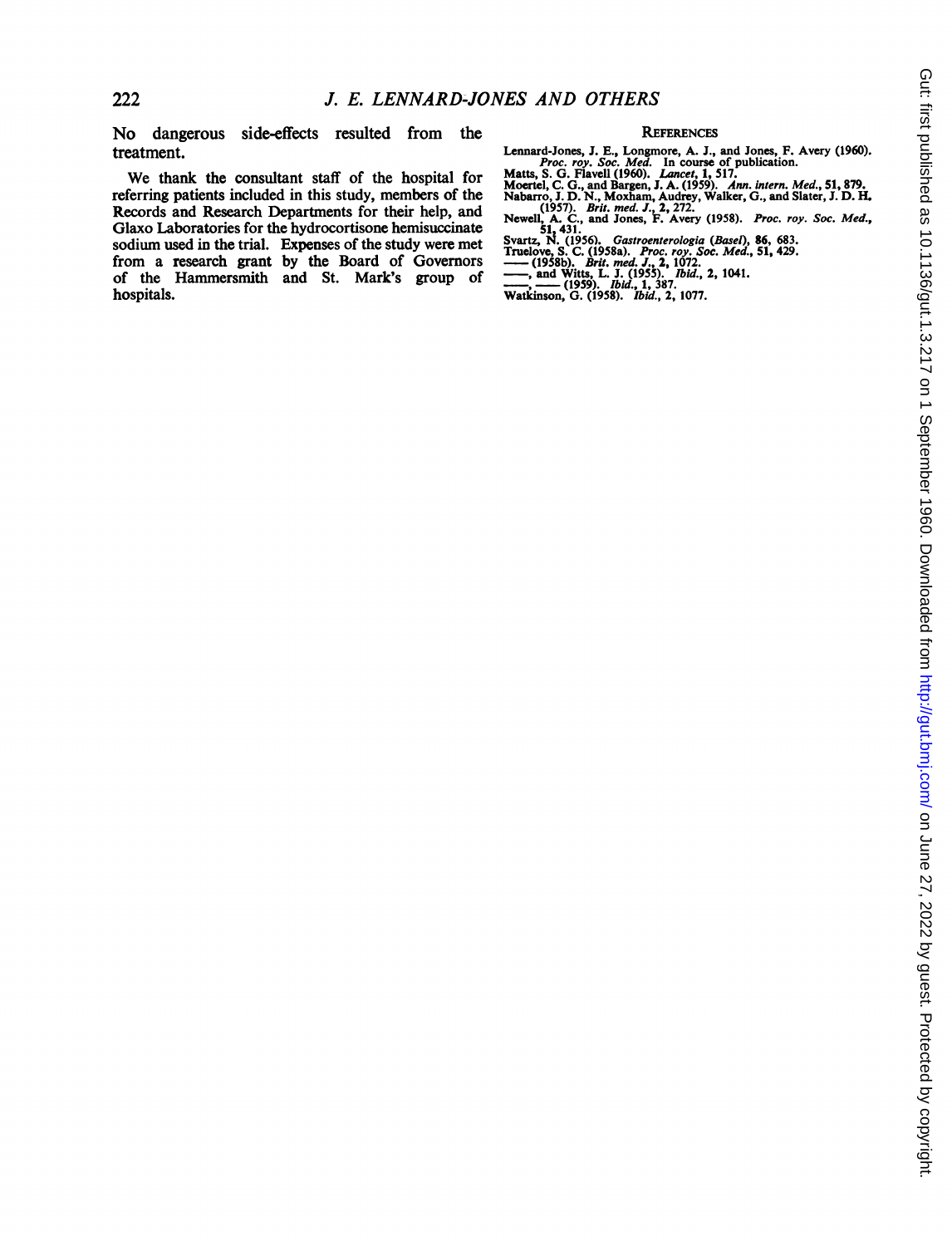No dangerous side-effects resulted from the treatment.

We thank the consultant staff of the hospital for referring patients included in this study, members of the Records and Research Departments for their help, and Glaxo Laboratories for the hydrocortisone hemisuccinate sodium used in the trial. Expenses of the study were met from a research grant by the Board of Governors of the Hammersmith and St. Mark's group of hospitals.

## References

Lennard-Jones, J. E., Longmore, A. J., and Jones, F. Avery (1960). *Proc. roy. Soc. Med.* In course of publication.
Matts, S. G. Flavell (1960). *Lancet*, **1**, 517.
Moertel, C. G., and Bargen, J. A. (1959). *Ann. intern. Med.*, **51**, 879.
Nabarro, J. D. N., Moxham, Audrey, Walker, G., and Slater, J. D. H. (1957). *Brit. med. J.*, **2**, 272.
Newell, A. C., and Jones, F. Avery (1958). *Proc. roy. Soc. Med.*, **51**, 431.
Svartz, N. (1956). *Gastroenterologia (Basel)*, **86**, 683.
Truelove, S. C. (1958a). *Proc. roy. Soc. Med.*, **51**, 429.
—— (1958b). *Brit. med. J.*, **2**, 1072.
——, and Witts, L. J. (1955). *Ibid.*, **2**, 1041.
——, —— (1959). *Ibid.*, **1**, 387.
Watkinson, G. (1958). *Ibid.*, **2**, 1077.